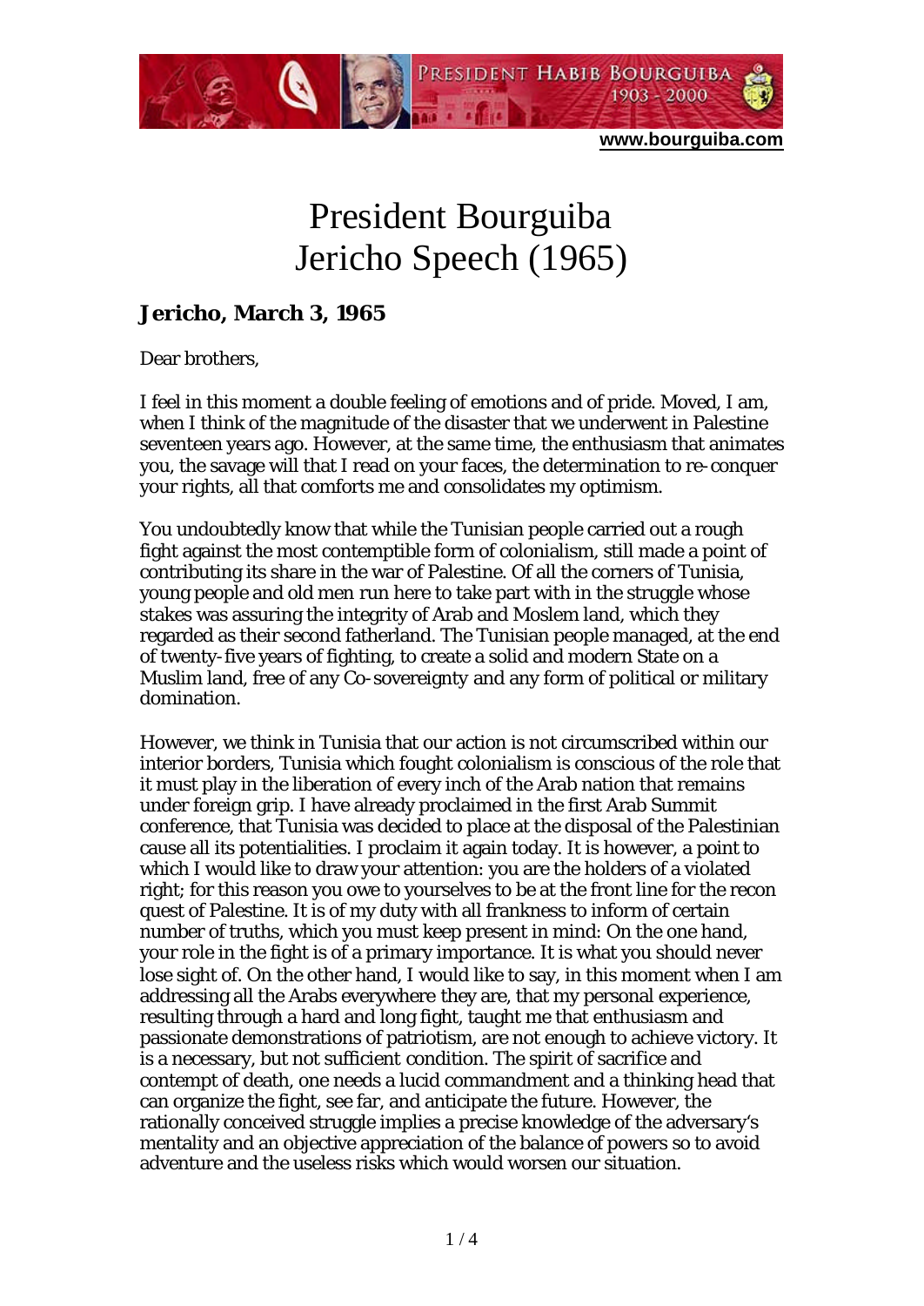# President Bourguiba Jericho Speech (1965)

**Jericho, March 3, 1965**

Dear brothers,

I feel in this moment a double feeling of emotions and of pride. Moved, I am, when I think of the magnitude of the disaster that we underwent in Palestine seventeen years ago. However, at the same time, the enthusiasm that animates you, the savage will that I read on your faces, the determination to re-conquer your rights, all that comforts me and consolidates my optimism.

You undoubtedly know that while the Tunisian people carried out a rough fight against the most contemptible form of colonialism, still made a point of contributing its share in the war of Palestine. Of all the corners of Tunisia, young people and old men run here to take part with in the struggle whose stakes was assuring the integrity of Arab and Moslem land, which they regarded as their second fatherland. The Tunisian people managed, at the end of twenty-five years of fighting, to create a solid and modern State on a Muslim land, free of any Co-sovereignty and any form of political or military domination.

However, we think in Tunisia that our action is not circumscribed within our interior borders, Tunisia which fought colonialism is conscious of the role that it must play in the liberation of every inch of the Arab nation that remains under foreign grip. I have already proclaimed in the first Arab Summit conference, that Tunisia was decided to place at the disposal of the Palestinian cause all its potentialities. I proclaim it again today. It is however, a point to which I would like to draw your attention: you are the holders of a violated right; for this reason you owe to yourselves to be at the front line for the recon quest of Palestine. It is of my duty with all frankness to inform of certain number of truths, which you must keep present in mind: On the one hand, your role in the fight is of a primary importance. It is what you should never lose sight of. On the other hand, I would like to say, in this moment when I am addressing all the Arabs everywhere they are, that my personal experience, resulting through a hard and long fight, taught me that enthusiasm and passionate demonstrations of patriotism, are not enough to achieve victory. It is a necessary, but not sufficient condition. The spirit of sacrifice and contempt of death, one needs a lucid commandment and a thinking head that can organize the fight, see far, and anticipate the future. However, the rationally conceived struggle implies a precise knowledge of the adversary's mentality and an objective appreciation of the balance of powers so to avoid adventure and the useless risks which would worsen our situation.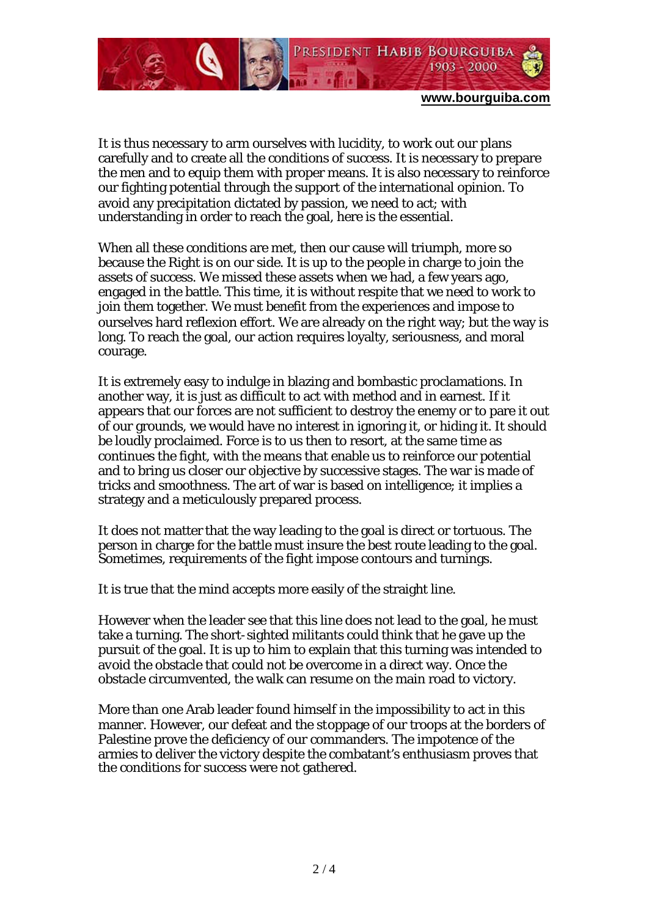It is thus necessary to arm ourselves with lucidity, to work out our plans carefully and to create all the conditions of success. It is necessary to prepare the men and to equip them with proper means. It is also necessary to reinforce our fighting potential through the support of the international opinion. To avoid any precipitation dictated by passion, we need to act; with understanding in order to reach the goal, here is the essential.

When all these conditions are met, then our cause will triumph, more so because the Right is on our side. It is up to the people in charge to join the assets of success. We missed these assets when we had, a few years ago, engaged in the battle. This time, it is without respite that we need to work to join them together. We must benefit from the experiences and impose to ourselves hard reflexion effort. We are already on the right way; but the way is long. To reach the goal, our action requires loyalty, seriousness, and moral courage.

It is extremely easy to indulge in blazing and bombastic proclamations. In another way, it is just as difficult to act with method and in earnest. If it appears that our forces are not sufficient to destroy the enemy or to pare it out of our grounds, we would have no interest in ignoring it, or hiding it. It should be loudly proclaimed. Force is to us then to resort, at the same time as continues the fight, with the means that enable us to reinforce our potential and to bring us closer our objective by successive stages. The war is made of tricks and smoothness. The art of war is based on intelligence; it implies a strategy and a meticulously prepared process.

It does not matter that the way leading to the goal is direct or tortuous. The person in charge for the battle must insure the best route leading to the goal. Sometimes, requirements of the fight impose contours and turnings.

It is true that the mind accepts more easily of the straight line.

However when the leader see that this line does not lead to the goal, he must take a turning. The short-sighted militants could think that he gave up the pursuit of the goal. It is up to him to explain that this turning was intended to avoid the obstacle that could not be overcome in a direct way. Once the obstacle circumvented, the walk can resume on the main road to victory.

More than one Arab leader found himself in the impossibility to act in this manner. However, our defeat and the stoppage of our troops at the borders of Palestine prove the deficiency of our commanders. The impotence of the armies to deliver the victory despite the combatant's enthusiasm proves that the conditions for success were not gathered.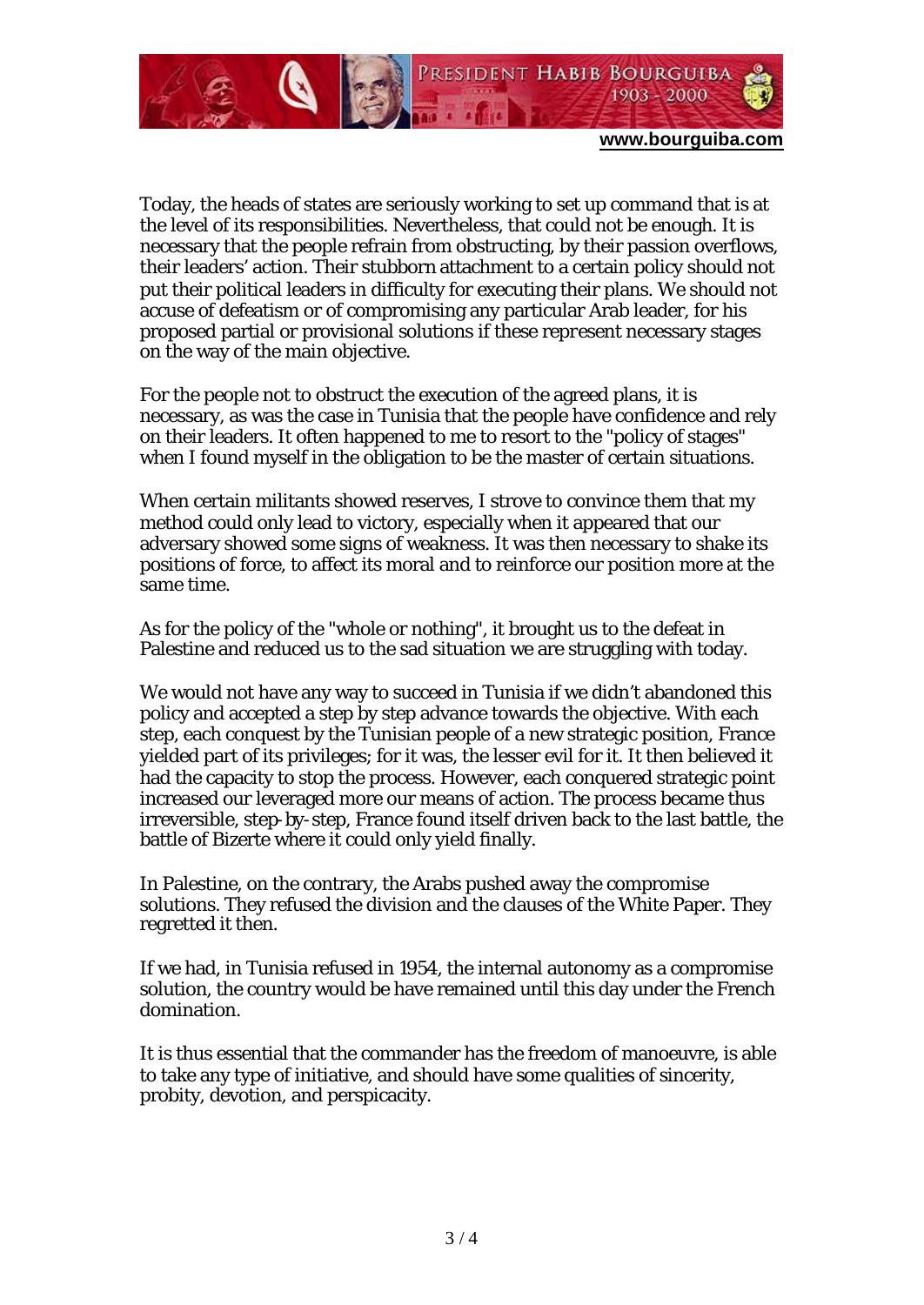Today, the heads of states are seriously working to set up command that is at the level of its responsibilities. Nevertheless, that could not be enough. It is necessary that the people refrain from obstructing, by their passion overflows, their leaders' action. Their stubborn attachment to a certain policy should not put their political leaders in difficulty for executing their plans. We should not accuse of defeatism or of compromising any particular Arab leader, for his proposed partial or provisional solutions if these represent necessary stages on the way of the main objective.

For the people not to obstruct the execution of the agreed plans, it is necessary, as was the case in Tunisia that the people have confidence and rely on their leaders. It often happened to me to resort to the "policy of stages" when I found myself in the obligation to be the master of certain situations.

When certain militants showed reserves, I strove to convince them that my method could only lead to victory, especially when it appeared that our adversary showed some signs of weakness. It was then necessary to shake its positions of force, to affect its moral and to reinforce our position more at the same time.

As for the policy of the "whole or nothing", it brought us to the defeat in Palestine and reduced us to the sad situation we are struggling with today.

We would not have any way to succeed in Tunisia if we didn't abandoned this policy and accepted a step by step advance towards the objective. With each step, each conquest by the Tunisian people of a new strategic position, France yielded part of its privileges; for it was, the lesser evil for it. It then believed it had the capacity to stop the process. However, each conquered strategic point increased our leveraged more our means of action. The process became thus irreversible, step-by-step, France found itself driven back to the last battle, the battle of Bizerte where it could only yield finally.

In Palestine, on the contrary, the Arabs pushed away the compromise solutions. They refused the division and the clauses of the White Paper. They regretted it then.

If we had, in Tunisia refused in 1954, the internal autonomy as a compromise solution, the country would be have remained until this day under the French domination.

It is thus essential that the commander has the freedom of manoeuvre, is able to take any type of initiative, and should have some qualities of sincerity, probity, devotion, and perspicacity.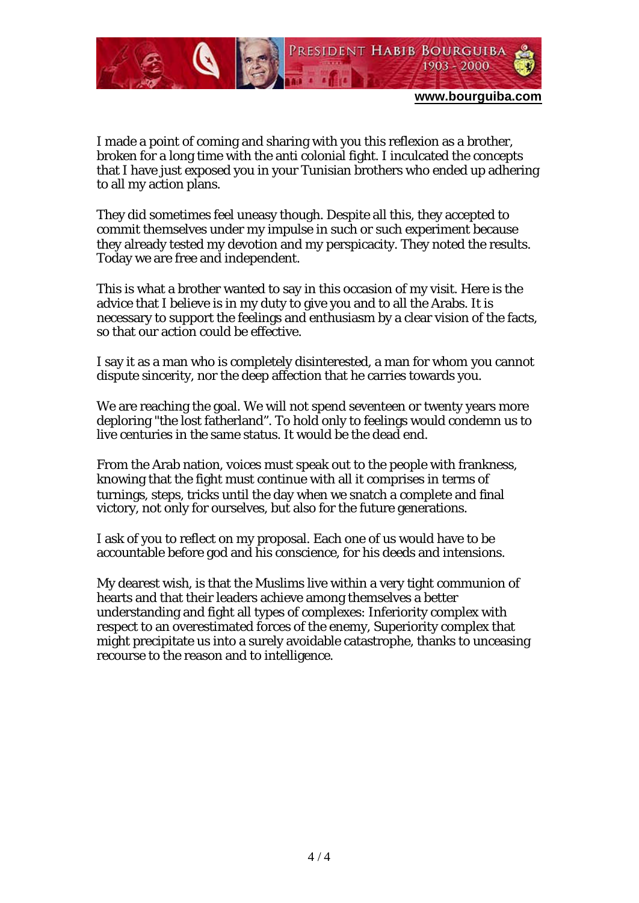I made a point of coming and sharing with you this reflexion as a brother, broken for a long time with the anti colonial fight. I inculcated the concepts that I have just exposed you in your Tunisian brothers who ended up adhering to all my action plans.

They did sometimes feel uneasy though. Despite all this, they accepted to commit themselves under my impulse in such or such experiment because they already tested my devotion and my perspicacity. They noted the results. Today we are free and independent.

This is what a brother wanted to say in this occasion of my visit. Here is the advice that I believe is in my duty to give you and to all the Arabs. It is necessary to support the feelings and enthusiasm by a clear vision of the facts, so that our action could be effective.

I say it as a man who is completely disinterested, a man for whom you cannot dispute sincerity, nor the deep affection that he carries towards you.

We are reaching the goal. We will not spend seventeen or twenty years more deploring "the lost fatherland". To hold only to feelings would condemn us to live centuries in the same status. It would be the dead end.

From the Arab nation, voices must speak out to the people with frankness, knowing that the fight must continue with all it comprises in terms of turnings, steps, tricks until the day when we snatch a complete and final victory, not only for ourselves, but also for the future generations.

I ask of you to reflect on my proposal. Each one of us would have to be accountable before god and his conscience, for his deeds and intensions.

My dearest wish, is that the Muslims live within a very tight communion of hearts and that their leaders achieve among themselves a better understanding and fight all types of complexes: Inferiority complex with respect to an overestimated forces of the enemy, Superiority complex that might precipitate us into a surely avoidable catastrophe, thanks to unceasing recourse to the reason and to intelligence.